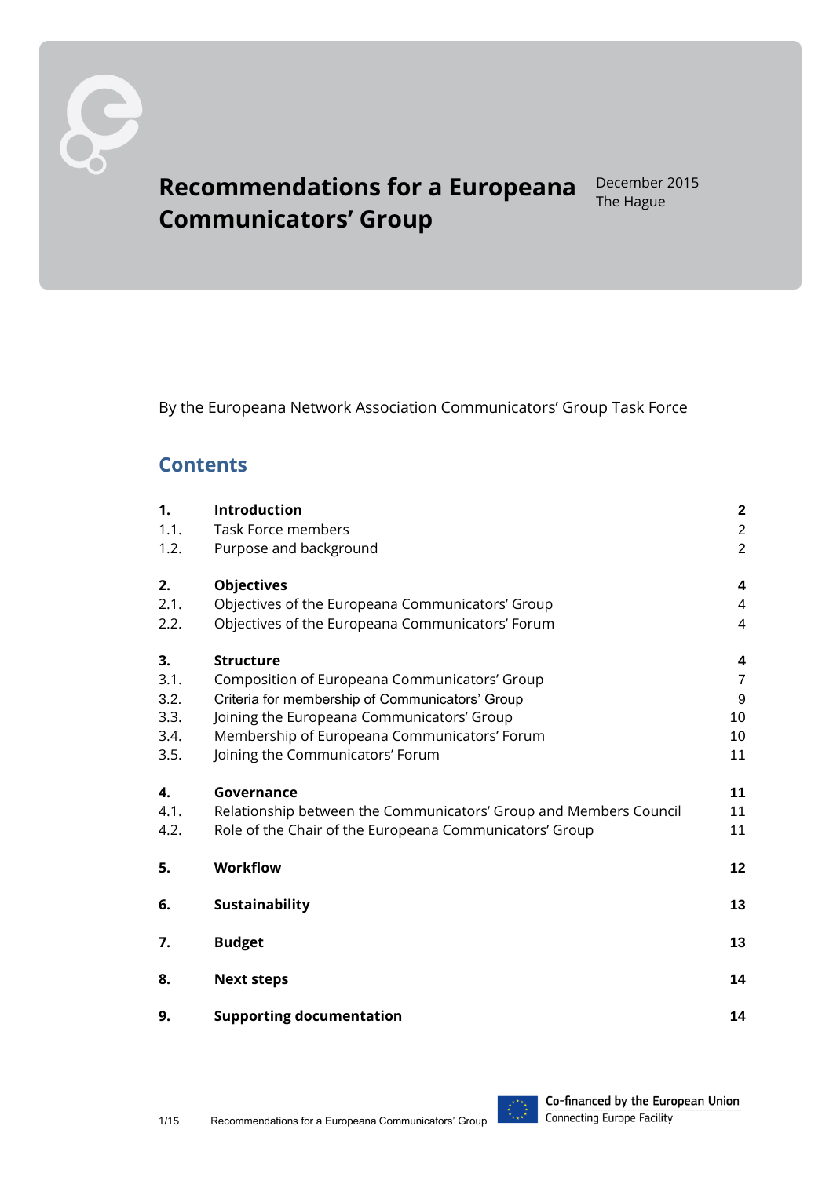# Recommendations for a Europeana Communicators' Group

December 2015
The Hague

By the Europeana Network Association Communicators' Group Task Force

## Contents

| | | |
|---|---|---|
| **1.** | **Introduction** | **2** |
| 1.1. | Task Force members | 2 |
| 1.2. | Purpose and background | 2 |
| **2.** | **Objectives** | **4** |
| 2.1. | Objectives of the Europeana Communicators' Group | 4 |
| 2.2. | Objectives of the Europeana Communicators' Forum | 4 |
| **3.** | **Structure** | **4** |
| 3.1. | Composition of Europeana Communicators' Group | 7 |
| 3.2. | Criteria for membership of Communicators' Group | 9 |
| 3.3. | Joining the Europeana Communicators' Group | 10 |
| 3.4. | Membership of Europeana Communicators' Forum | 10 |
| 3.5. | Joining the Communicators' Forum | 11 |
| **4.** | **Governance** | **11** |
| 4.1. | Relationship between the Communicators' Group and Members Council | 11 |
| 4.2. | Role of the Chair of the Europeana Communicators' Group | 11 |
| **5.** | **Workflow** | **12** |
| **6.** | **Sustainability** | **13** |
| **7.** | **Budget** | **13** |
| **8.** | **Next steps** | **14** |
| **9.** | **Supporting documentation** | **14** |

Co-financed by the European Union
Connecting Europe Facility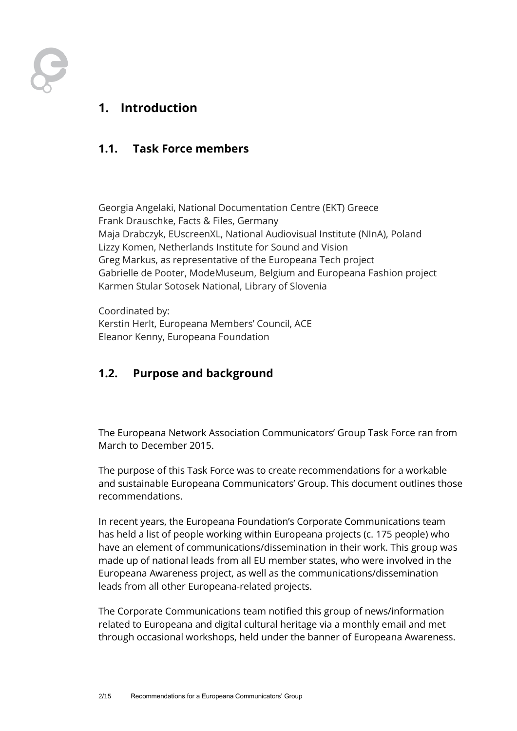# 1. Introduction

## 1.1. Task Force members

Georgia Angelaki, National Documentation Centre (EKT) Greece
Frank Drauschke, Facts & Files, Germany
Maja Drabczyk, EUscreenXL, National Audiovisual Institute (NInA), Poland
Lizzy Komen, Netherlands Institute for Sound and Vision
Greg Markus, as representative of the Europeana Tech project
Gabrielle de Pooter, ModeMuseum, Belgium and Europeana Fashion project
Karmen Stular Sotosek National, Library of Slovenia

Coordinated by:
Kerstin Herlt, Europeana Members' Council, ACE
Eleanor Kenny, Europeana Foundation

## 1.2. Purpose and background

The Europeana Network Association Communicators' Group Task Force ran from March to December 2015.

The purpose of this Task Force was to create recommendations for a workable and sustainable Europeana Communicators' Group. This document outlines those recommendations.

In recent years, the Europeana Foundation's Corporate Communications team has held a list of people working within Europeana projects (c. 175 people) who have an element of communications/dissemination in their work. This group was made up of national leads from all EU member states, who were involved in the Europeana Awareness project, as well as the communications/dissemination leads from all other Europeana-related projects.

The Corporate Communications team notified this group of news/information related to Europeana and digital cultural heritage via a monthly email and met through occasional workshops, held under the banner of Europeana Awareness.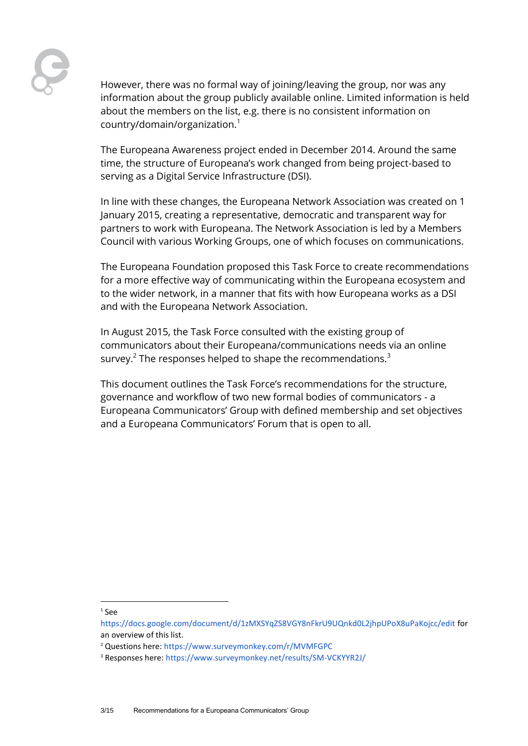However, there was no formal way of joining/leaving the group, nor was any information about the group publicly available online. Limited information is held about the members on the list, e.g. there is no consistent information on country/domain/organization.[1]

The Europeana Awareness project ended in December 2014. Around the same time, the structure of Europeana's work changed from being project-based to serving as a Digital Service Infrastructure (DSI).

In line with these changes, the Europeana Network Association was created on 1 January 2015, creating a representative, democratic and transparent way for partners to work with Europeana. The Network Association is led by a Members Council with various Working Groups, one of which focuses on communications.

The Europeana Foundation proposed this Task Force to create recommendations for a more effective way of communicating within the Europeana ecosystem and to the wider network, in a manner that fits with how Europeana works as a DSI and with the Europeana Network Association.

In August 2015, the Task Force consulted with the existing group of communicators about their Europeana/communications needs via an online survey.[2] The responses helped to shape the recommendations.[3]

This document outlines the Task Force's recommendations for the structure, governance and workflow of two new formal bodies of communicators - a Europeana Communicators' Group with defined membership and set objectives and a Europeana Communicators' Forum that is open to all.

---

[1] See https://docs.google.com/document/d/1zMXSYqZS8VGY8nFkrU9UQnkd0L2jhpUPoX8uPaKojcc/edit for an overview of this list.

[2] Questions here: https://www.surveymonkey.com/r/MVMFGPC

[3] Responses here: https://www.surveymonkey.net/results/SM-VCKYYR2J/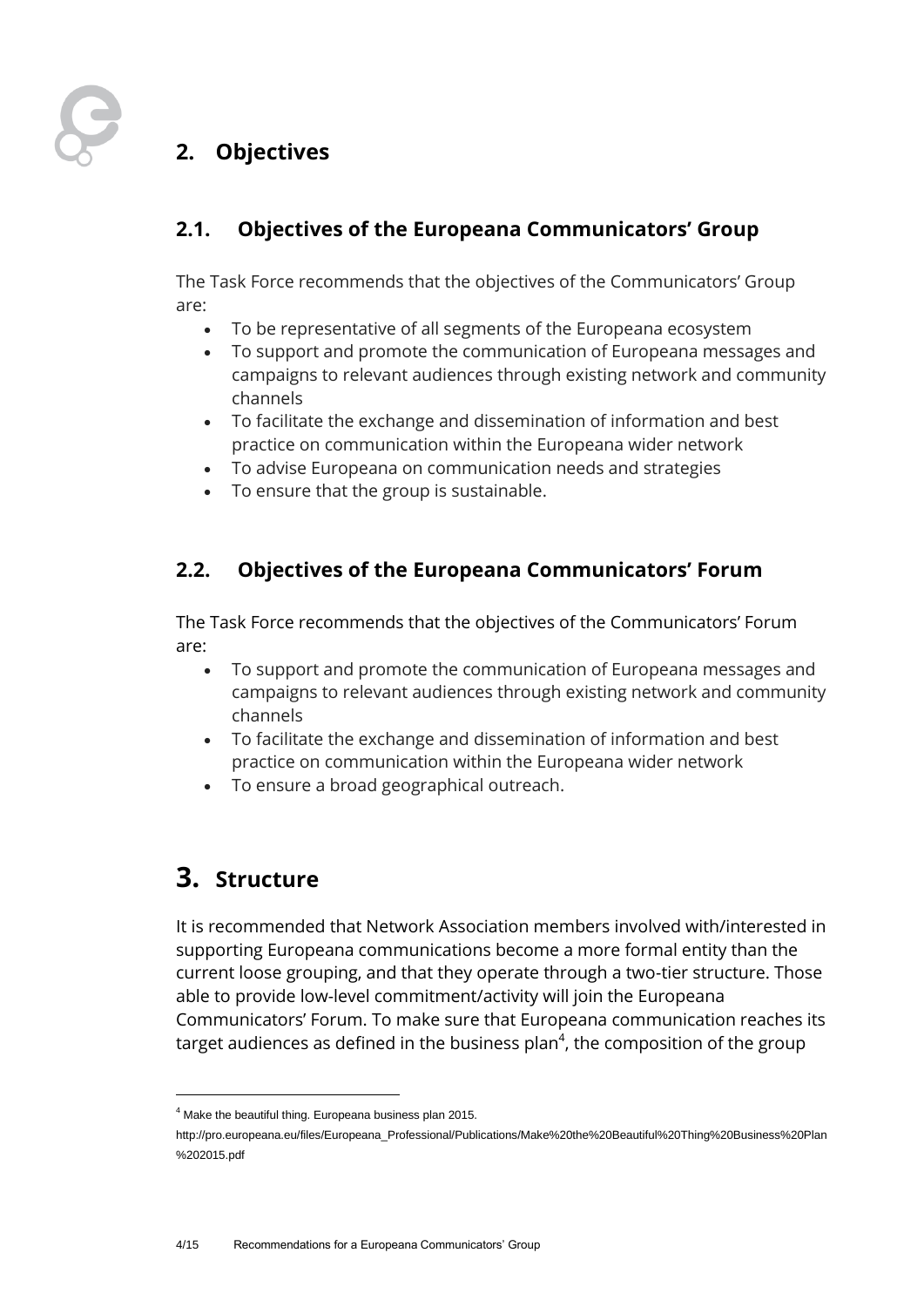## 2. Objectives

### 2.1. Objectives of the Europeana Communicators' Group

The Task Force recommends that the objectives of the Communicators' Group are:

- To be representative of all segments of the Europeana ecosystem
- To support and promote the communication of Europeana messages and campaigns to relevant audiences through existing network and community channels
- To facilitate the exchange and dissemination of information and best practice on communication within the Europeana wider network
- To advise Europeana on communication needs and strategies
- To ensure that the group is sustainable.

### 2.2. Objectives of the Europeana Communicators' Forum

The Task Force recommends that the objectives of the Communicators' Forum are:

- To support and promote the communication of Europeana messages and campaigns to relevant audiences through existing network and community channels
- To facilitate the exchange and dissemination of information and best practice on communication within the Europeana wider network
- To ensure a broad geographical outreach.

# 3. Structure

It is recommended that Network Association members involved with/interested in supporting Europeana communications become a more formal entity than the current loose grouping, and that they operate through a two-tier structure. Those able to provide low-level commitment/activity will join the Europeana Communicators' Forum. To make sure that Europeana communication reaches its target audiences as defined in the business plan[4], the composition of the group

[4] Make the beautiful thing. Europeana business plan 2015. http://pro.europeana.eu/files/Europeana_Professional/Publications/Make%20the%20Beautiful%20Thing%20Business%20Plan%202015.pdf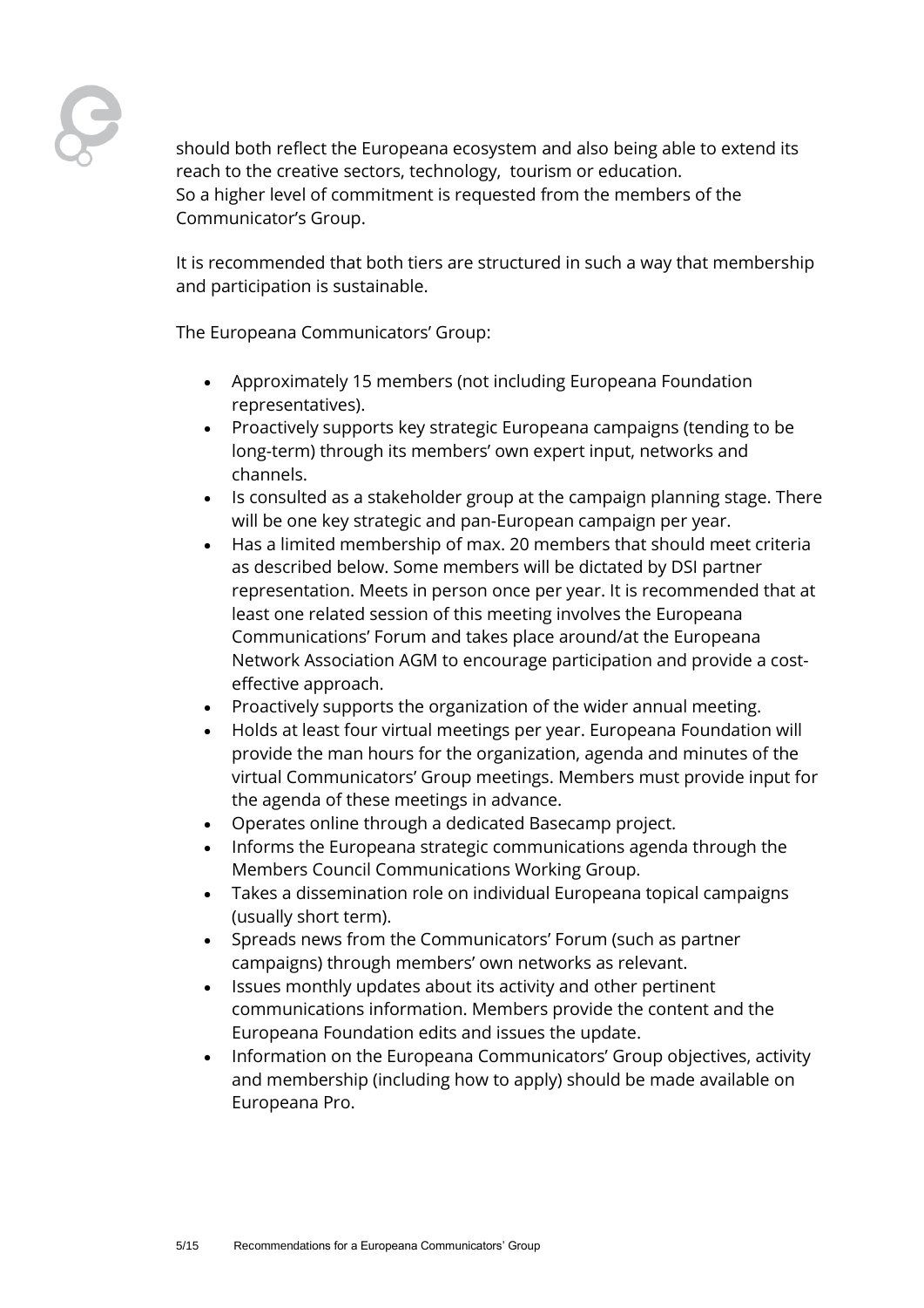should both reflect the Europeana ecosystem and also being able to extend its reach to the creative sectors, technology,  tourism or education.
So a higher level of commitment is requested from the members of the Communicator's Group.

It is recommended that both tiers are structured in such a way that membership and participation is sustainable.

The Europeana Communicators' Group:

- Approximately 15 members (not including Europeana Foundation representatives).
- Proactively supports key strategic Europeana campaigns (tending to be long-term) through its members' own expert input, networks and channels.
- Is consulted as a stakeholder group at the campaign planning stage. There will be one key strategic and pan-European campaign per year.
- Has a limited membership of max. 20 members that should meet criteria as described below. Some members will be dictated by DSI partner representation. Meets in person once per year. It is recommended that at least one related session of this meeting involves the Europeana Communications' Forum and takes place around/at the Europeana Network Association AGM to encourage participation and provide a cost-effective approach.
- Proactively supports the organization of the wider annual meeting.
- Holds at least four virtual meetings per year. Europeana Foundation will provide the man hours for the organization, agenda and minutes of the virtual Communicators' Group meetings. Members must provide input for the agenda of these meetings in advance.
- Operates online through a dedicated Basecamp project.
- Informs the Europeana strategic communications agenda through the Members Council Communications Working Group.
- Takes a dissemination role on individual Europeana topical campaigns (usually short term).
- Spreads news from the Communicators' Forum (such as partner campaigns) through members' own networks as relevant.
- Issues monthly updates about its activity and other pertinent communications information. Members provide the content and the Europeana Foundation edits and issues the update.
- Information on the Europeana Communicators' Group objectives, activity and membership (including how to apply) should be made available on Europeana Pro.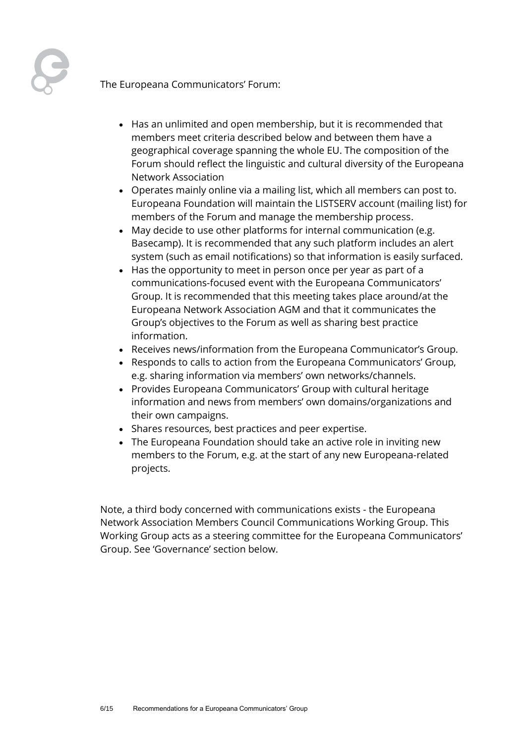The Europeana Communicators' Forum:

- Has an unlimited and open membership, but it is recommended that members meet criteria described below and between them have a geographical coverage spanning the whole EU. The composition of the Forum should reflect the linguistic and cultural diversity of the Europeana Network Association
- Operates mainly online via a mailing list, which all members can post to. Europeana Foundation will maintain the LISTSERV account (mailing list) for members of the Forum and manage the membership process.
- May decide to use other platforms for internal communication (e.g. Basecamp). It is recommended that any such platform includes an alert system (such as email notifications) so that information is easily surfaced.
- Has the opportunity to meet in person once per year as part of a communications-focused event with the Europeana Communicators' Group. It is recommended that this meeting takes place around/at the Europeana Network Association AGM and that it communicates the Group's objectives to the Forum as well as sharing best practice information.
- Receives news/information from the Europeana Communicator's Group.
- Responds to calls to action from the Europeana Communicators' Group, e.g. sharing information via members' own networks/channels.
- Provides Europeana Communicators' Group with cultural heritage information and news from members' own domains/organizations and their own campaigns.
- Shares resources, best practices and peer expertise.
- The Europeana Foundation should take an active role in inviting new members to the Forum, e.g. at the start of any new Europeana-related projects.

Note, a third body concerned with communications exists - the Europeana Network Association Members Council Communications Working Group. This Working Group acts as a steering committee for the Europeana Communicators' Group. See 'Governance' section below.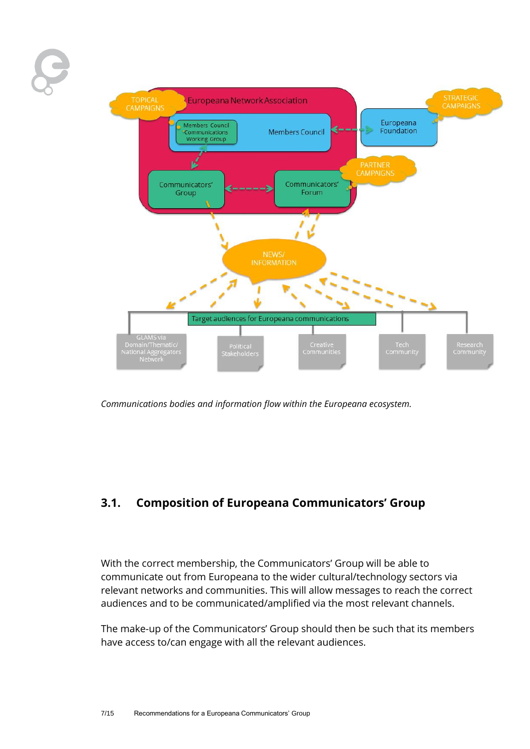*Communications bodies and information flow within the Europeana ecosystem.*

## 3.1. Composition of Europeana Communicators' Group

With the correct membership, the Communicators' Group will be able to communicate out from Europeana to the wider cultural/technology sectors via relevant networks and communities. This will allow messages to reach the correct audiences and to be communicated/amplified via the most relevant channels.

The make-up of the Communicators' Group should then be such that its members have access to/can engage with all the relevant audiences.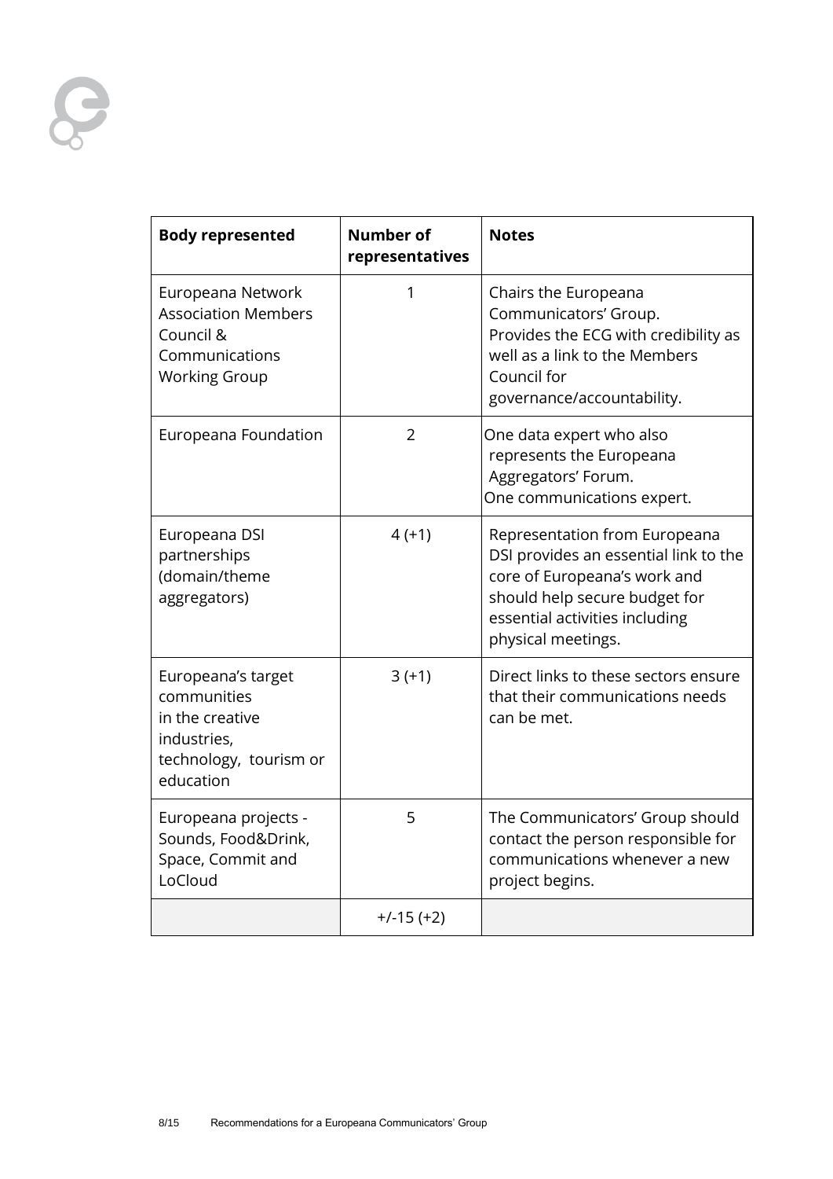| Body represented | Number of representatives | Notes |
| --- | --- | --- |
| Europeana Network Association Members Council & Communications Working Group | 1 | Chairs the Europeana Communicators' Group. Provides the ECG with credibility as well as a link to the Members Council for governance/accountability. |
| Europeana Foundation | 2 | One data expert who also represents the Europeana Aggregators' Forum. One communications expert. |
| Europeana DSI partnerships (domain/theme aggregators) | 4 (+1) | Representation from Europeana DSI provides an essential link to the core of Europeana's work and should help secure budget for essential activities including physical meetings. |
| Europeana's target communities in the creative industries, technology, tourism or education | 3 (+1) | Direct links to these sectors ensure that their communications needs can be met. |
| Europeana projects - Sounds, Food&Drink, Space, Commit and LoCloud | 5 | The Communicators' Group should contact the person responsible for communications whenever a new project begins. |
| | +/-15 (+2) | |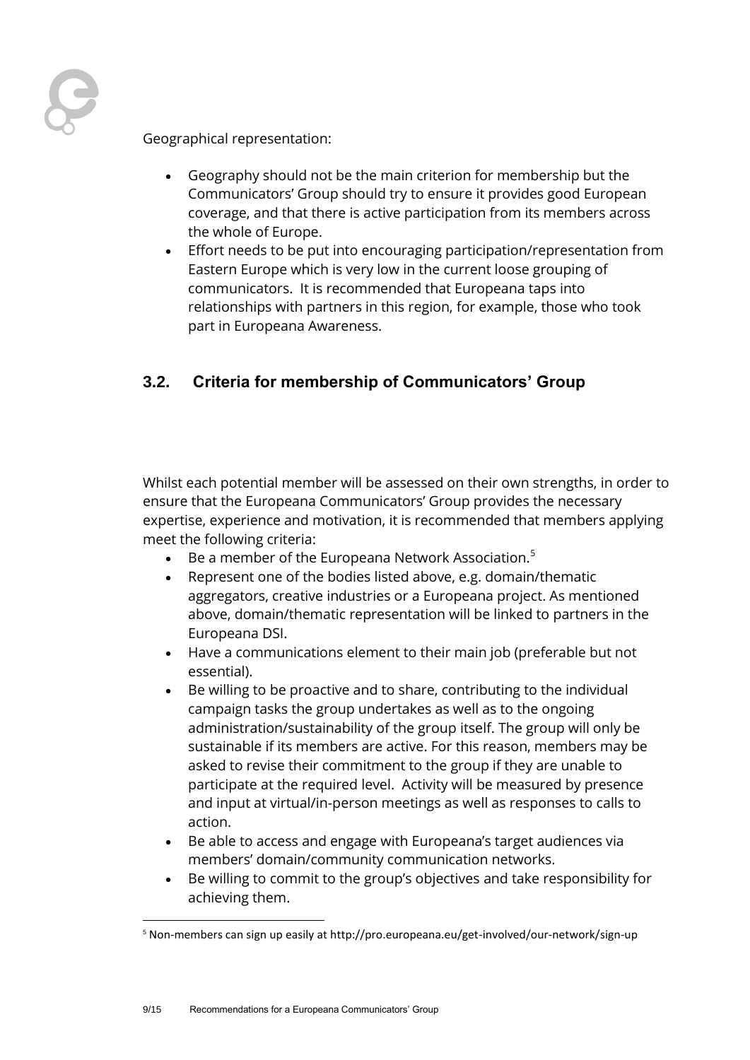Geographical representation:

- Geography should not be the main criterion for membership but the Communicators' Group should try to ensure it provides good European coverage, and that there is active participation from its members across the whole of Europe.
- Effort needs to be put into encouraging participation/representation from Eastern Europe which is very low in the current loose grouping of communicators. It is recommended that Europeana taps into relationships with partners in this region, for example, those who took part in Europeana Awareness.

## 3.2. Criteria for membership of Communicators' Group

Whilst each potential member will be assessed on their own strengths, in order to ensure that the Europeana Communicators' Group provides the necessary expertise, experience and motivation, it is recommended that members applying meet the following criteria:

- Be a member of the Europeana Network Association.[5]
- Represent one of the bodies listed above, e.g. domain/thematic aggregators, creative industries or a Europeana project. As mentioned above, domain/thematic representation will be linked to partners in the Europeana DSI.
- Have a communications element to their main job (preferable but not essential).
- Be willing to be proactive and to share, contributing to the individual campaign tasks the group undertakes as well as to the ongoing administration/sustainability of the group itself. The group will only be sustainable if its members are active. For this reason, members may be asked to revise their commitment to the group if they are unable to participate at the required level. Activity will be measured by presence and input at virtual/in-person meetings as well as responses to calls to action.
- Be able to access and engage with Europeana's target audiences via members' domain/community communication networks.
- Be willing to commit to the group's objectives and take responsibility for achieving them.

[5] Non-members can sign up easily at http://pro.europeana.eu/get-involved/our-network/sign-up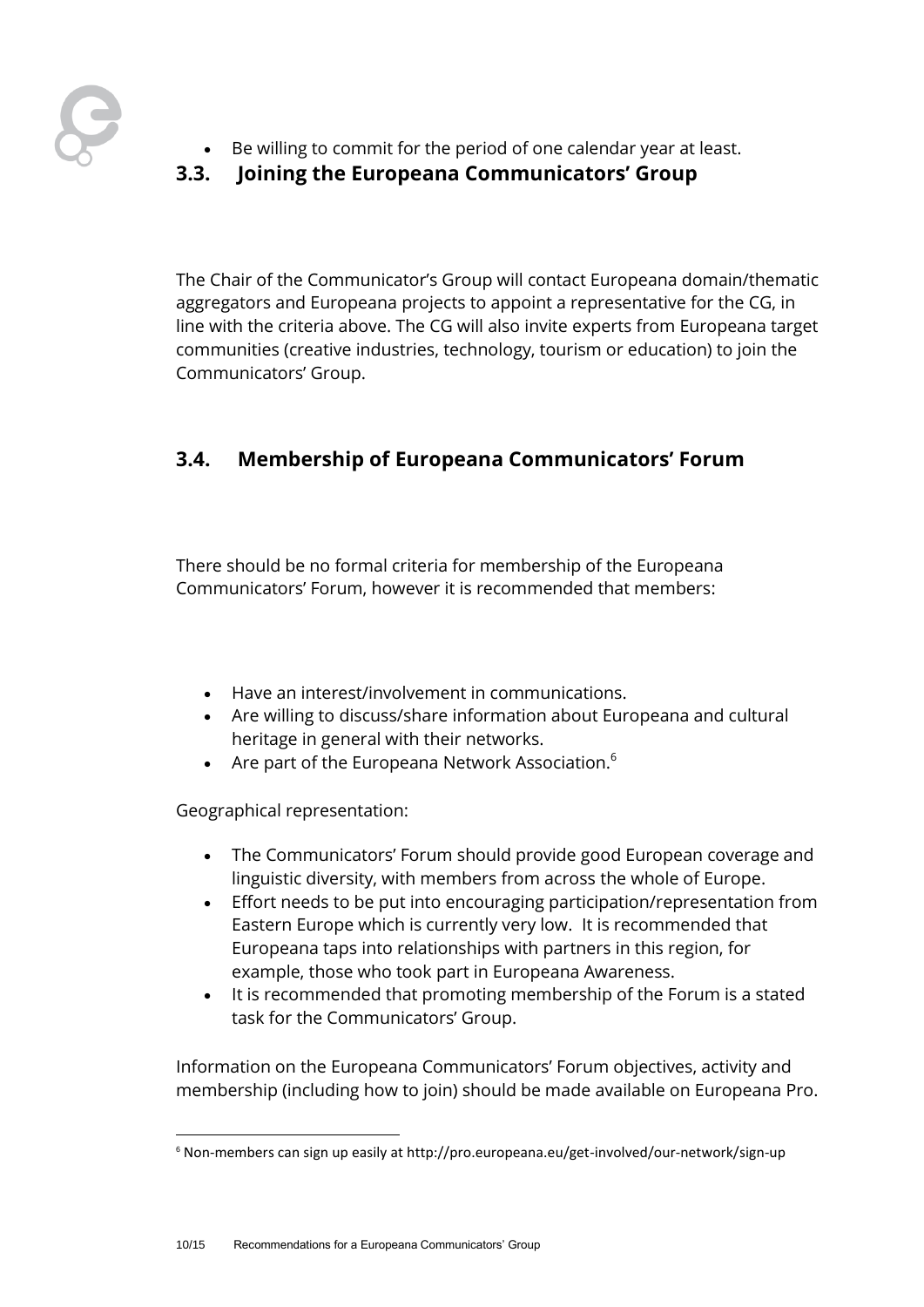- Be willing to commit for the period of one calendar year at least.

## 3.3. Joining the Europeana Communicators' Group

The Chair of the Communicator's Group will contact Europeana domain/thematic aggregators and Europeana projects to appoint a representative for the CG, in line with the criteria above. The CG will also invite experts from Europeana target communities (creative industries, technology, tourism or education) to join the Communicators' Group.

## 3.4. Membership of Europeana Communicators' Forum

There should be no formal criteria for membership of the Europeana Communicators' Forum, however it is recommended that members:

- Have an interest/involvement in communications.
- Are willing to discuss/share information about Europeana and cultural heritage in general with their networks.
- Are part of the Europeana Network Association.[6]

Geographical representation:

- The Communicators' Forum should provide good European coverage and linguistic diversity, with members from across the whole of Europe.
- Effort needs to be put into encouraging participation/representation from Eastern Europe which is currently very low. It is recommended that Europeana taps into relationships with partners in this region, for example, those who took part in Europeana Awareness.
- It is recommended that promoting membership of the Forum is a stated task for the Communicators' Group.

Information on the Europeana Communicators' Forum objectives, activity and membership (including how to join) should be made available on Europeana Pro.

---

[6] Non-members can sign up easily at http://pro.europeana.eu/get-involved/our-network/sign-up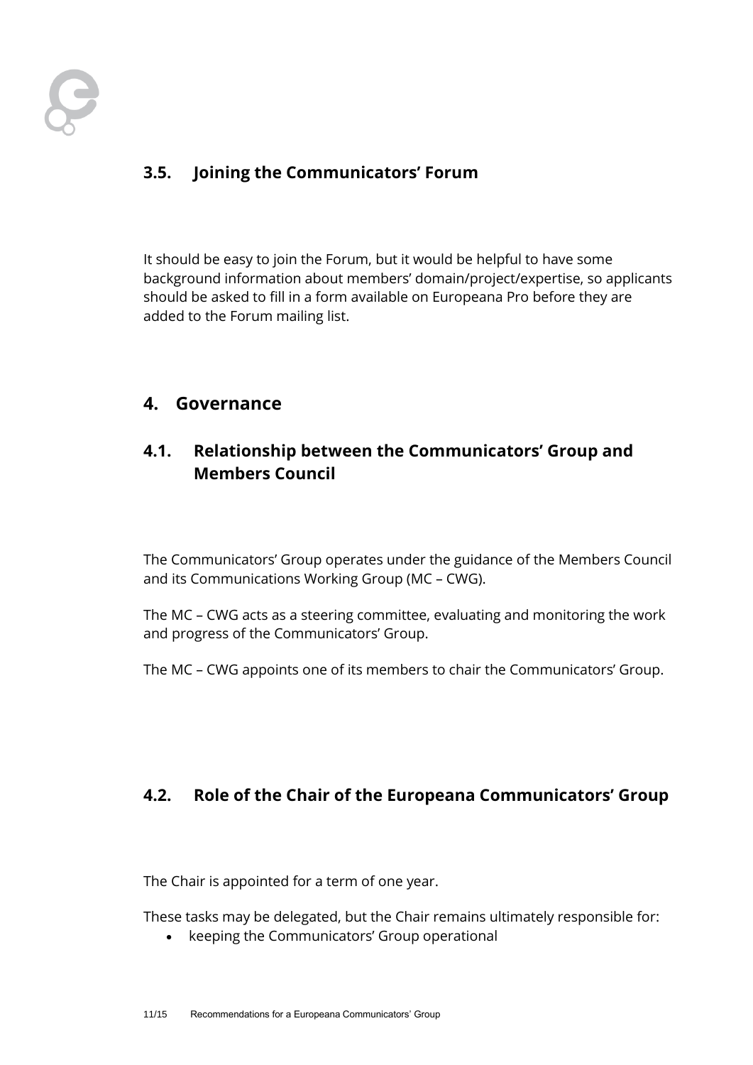### 3.5. Joining the Communicators' Forum

It should be easy to join the Forum, but it would be helpful to have some background information about members' domain/project/expertise, so applicants should be asked to fill in a form available on Europeana Pro before they are added to the Forum mailing list.

## 4. Governance

### 4.1. Relationship between the Communicators' Group and Members Council

The Communicators' Group operates under the guidance of the Members Council and its Communications Working Group (MC – CWG).

The MC – CWG acts as a steering committee, evaluating and monitoring the work and progress of the Communicators' Group.

The MC – CWG appoints one of its members to chair the Communicators' Group.

### 4.2. Role of the Chair of the Europeana Communicators' Group

The Chair is appointed for a term of one year.

These tasks may be delegated, but the Chair remains ultimately responsible for:

- keeping the Communicators' Group operational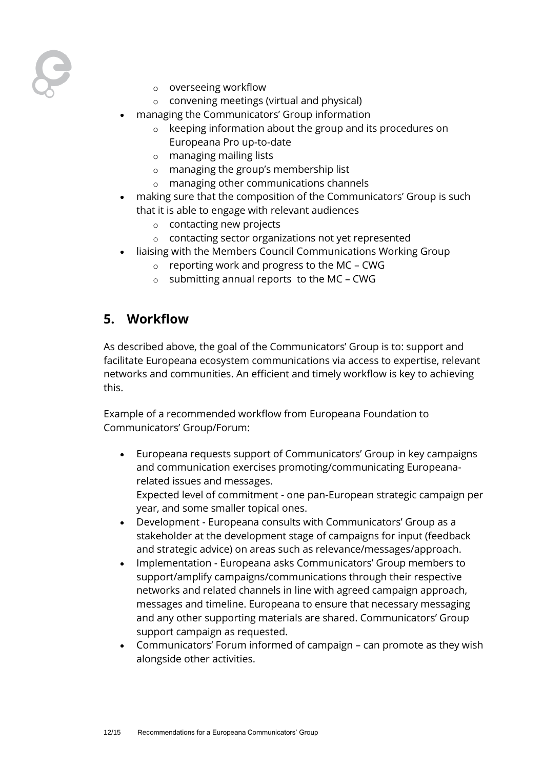- overseeing workflow
  - convening meetings (virtual and physical)
- managing the Communicators' Group information
  - keeping information about the group and its procedures on Europeana Pro up-to-date
  - managing mailing lists
  - managing the group's membership list
  - managing other communications channels
- making sure that the composition of the Communicators' Group is such that it is able to engage with relevant audiences
  - contacting new projects
  - contacting sector organizations not yet represented
- liaising with the Members Council Communications Working Group
  - reporting work and progress to the MC – CWG
  - submitting annual reports to the MC – CWG

## 5. Workflow

As described above, the goal of the Communicators' Group is to: support and facilitate Europeana ecosystem communications via access to expertise, relevant networks and communities. An efficient and timely workflow is key to achieving this.

Example of a recommended workflow from Europeana Foundation to Communicators' Group/Forum:

- Europeana requests support of Communicators' Group in key campaigns and communication exercises promoting/communicating Europeana-related issues and messages.
  Expected level of commitment - one pan-European strategic campaign per year, and some smaller topical ones.
- Development - Europeana consults with Communicators' Group as a stakeholder at the development stage of campaigns for input (feedback and strategic advice) on areas such as relevance/messages/approach.
- Implementation - Europeana asks Communicators' Group members to support/amplify campaigns/communications through their respective networks and related channels in line with agreed campaign approach, messages and timeline. Europeana to ensure that necessary messaging and any other supporting materials are shared. Communicators' Group support campaign as requested.
- Communicators' Forum informed of campaign – can promote as they wish alongside other activities.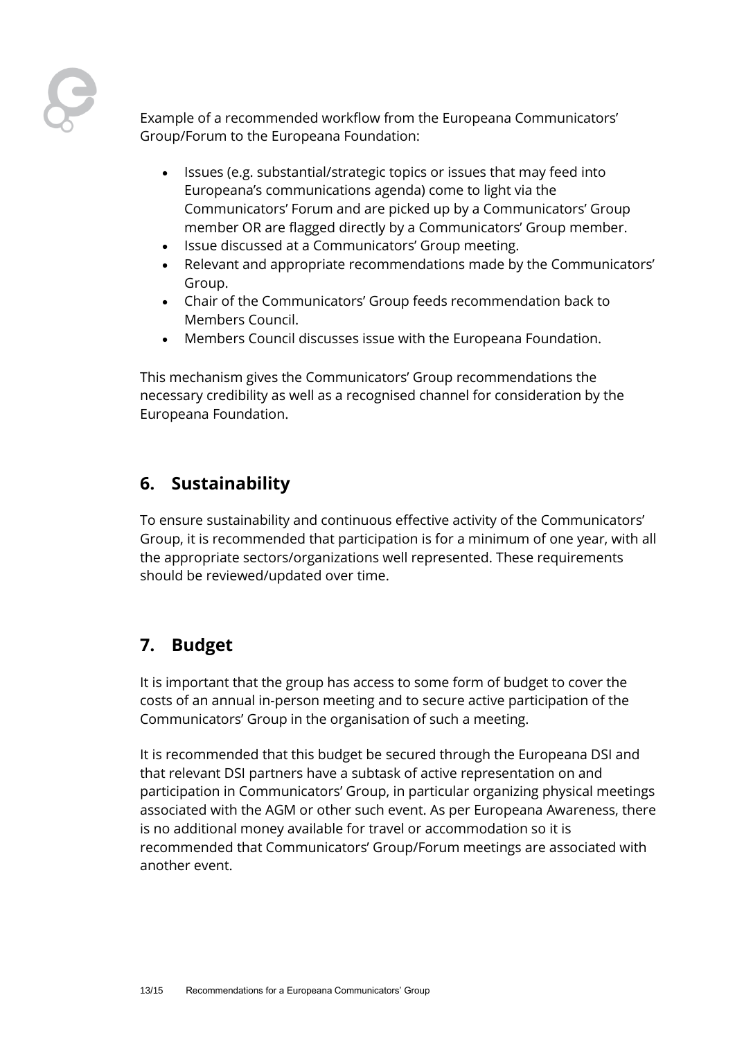Example of a recommended workflow from the Europeana Communicators' Group/Forum to the Europeana Foundation:

- Issues (e.g. substantial/strategic topics or issues that may feed into Europeana's communications agenda) come to light via the Communicators' Forum and are picked up by a Communicators' Group member OR are flagged directly by a Communicators' Group member.
- Issue discussed at a Communicators' Group meeting.
- Relevant and appropriate recommendations made by the Communicators' Group.
- Chair of the Communicators' Group feeds recommendation back to Members Council.
- Members Council discusses issue with the Europeana Foundation.

This mechanism gives the Communicators' Group recommendations the necessary credibility as well as a recognised channel for consideration by the Europeana Foundation.

## 6. Sustainability

To ensure sustainability and continuous effective activity of the Communicators' Group, it is recommended that participation is for a minimum of one year, with all the appropriate sectors/organizations well represented. These requirements should be reviewed/updated over time.

## 7. Budget

It is important that the group has access to some form of budget to cover the costs of an annual in-person meeting and to secure active participation of the Communicators' Group in the organisation of such a meeting.

It is recommended that this budget be secured through the Europeana DSI and that relevant DSI partners have a subtask of active representation on and participation in Communicators' Group, in particular organizing physical meetings associated with the AGM or other such event. As per Europeana Awareness, there is no additional money available for travel or accommodation so it is recommended that Communicators' Group/Forum meetings are associated with another event.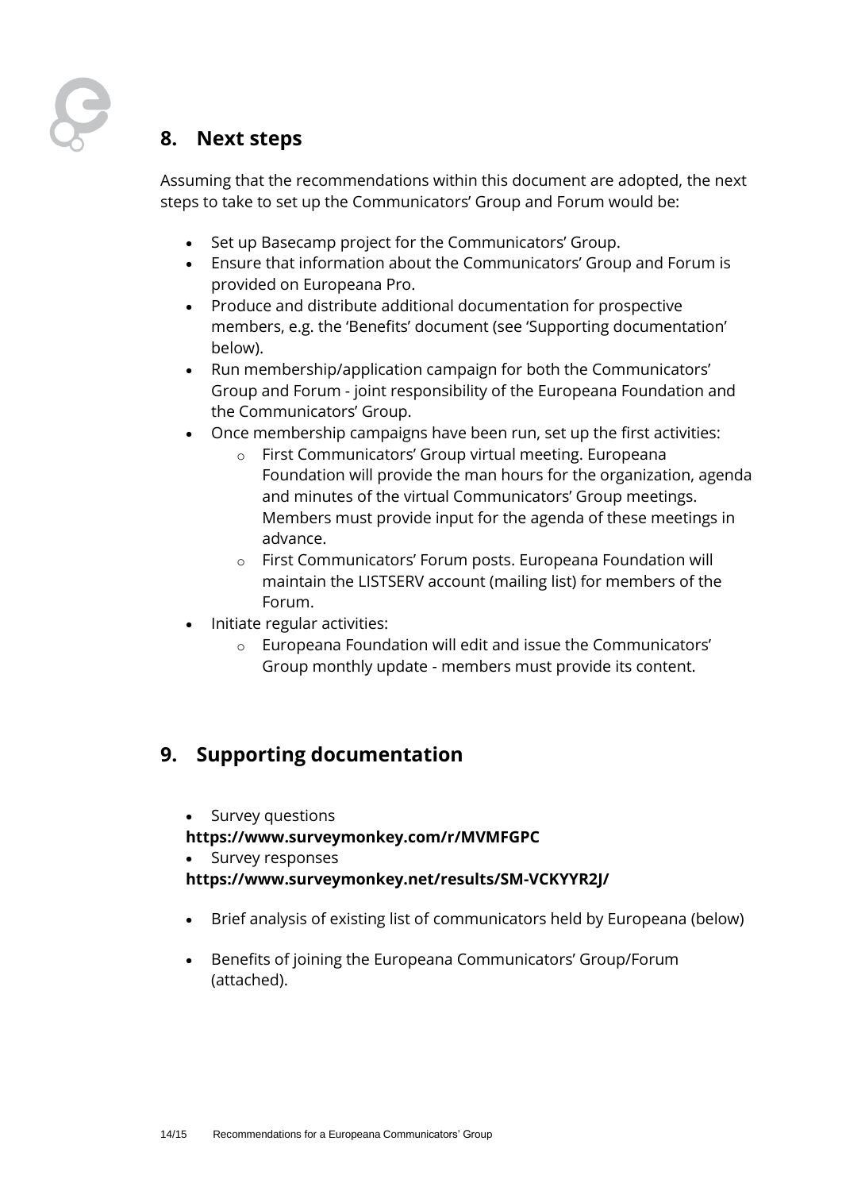## 8. Next steps

Assuming that the recommendations within this document are adopted, the next steps to take to set up the Communicators' Group and Forum would be:

- Set up Basecamp project for the Communicators' Group.
- Ensure that information about the Communicators' Group and Forum is provided on Europeana Pro.
- Produce and distribute additional documentation for prospective members, e.g. the 'Benefits' document (see 'Supporting documentation' below).
- Run membership/application campaign for both the Communicators' Group and Forum - joint responsibility of the Europeana Foundation and the Communicators' Group.
- Once membership campaigns have been run, set up the first activities:
    - First Communicators' Group virtual meeting. Europeana Foundation will provide the man hours for the organization, agenda and minutes of the virtual Communicators' Group meetings. Members must provide input for the agenda of these meetings in advance.
    - First Communicators' Forum posts. Europeana Foundation will maintain the LISTSERV account (mailing list) for members of the Forum.
- Initiate regular activities:
    - Europeana Foundation will edit and issue the Communicators' Group monthly update - members must provide its content.

## 9. Supporting documentation

- Survey questions

**https://www.surveymonkey.com/r/MVMFGPC**

- Survey responses

**https://www.surveymonkey.net/results/SM-VCKYYR2J/**

- Brief analysis of existing list of communicators held by Europeana (below)
- Benefits of joining the Europeana Communicators' Group/Forum (attached).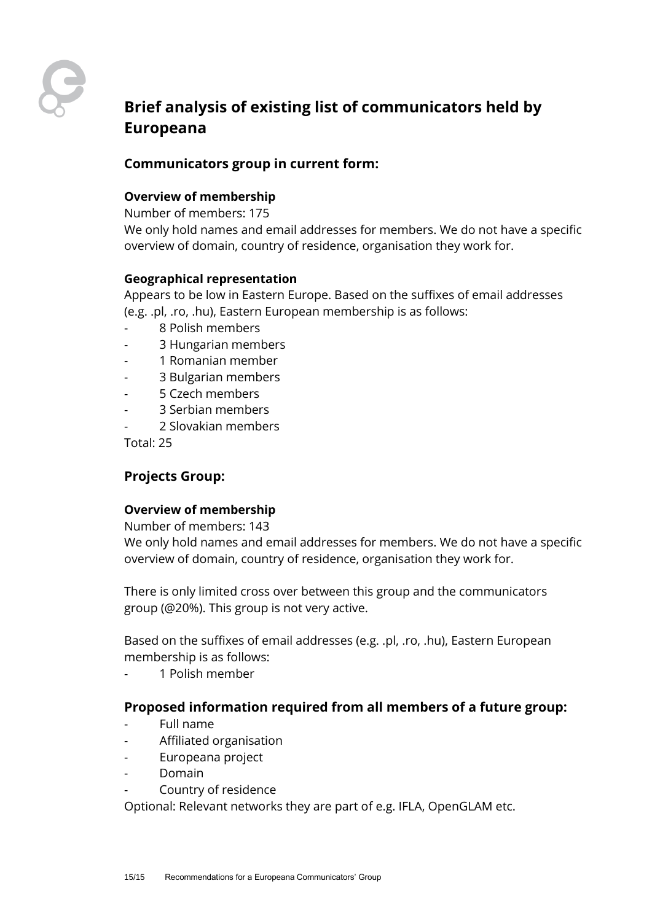# Brief analysis of existing list of communicators held by Europeana

## Communicators group in current form:

### Overview of membership

Number of members: 175

We only hold names and email addresses for members. We do not have a specific overview of domain, country of residence, organisation they work for.

### Geographical representation

Appears to be low in Eastern Europe. Based on the suffixes of email addresses (e.g. .pl, .ro, .hu), Eastern European membership is as follows:

- 8 Polish members
- 3 Hungarian members
- 1 Romanian member
- 3 Bulgarian members
- 5 Czech members
- 3 Serbian members
- 2 Slovakian members

Total: 25

## Projects Group:

### Overview of membership

Number of members: 143

We only hold names and email addresses for members. We do not have a specific overview of domain, country of residence, organisation they work for.

There is only limited cross over between this group and the communicators group (@20%). This group is not very active.

Based on the suffixes of email addresses (e.g. .pl, .ro, .hu), Eastern European membership is as follows:

- 1 Polish member

## Proposed information required from all members of a future group:

- Full name
- Affiliated organisation
- Europeana project
- Domain
- Country of residence

Optional: Relevant networks they are part of e.g. IFLA, OpenGLAM etc.